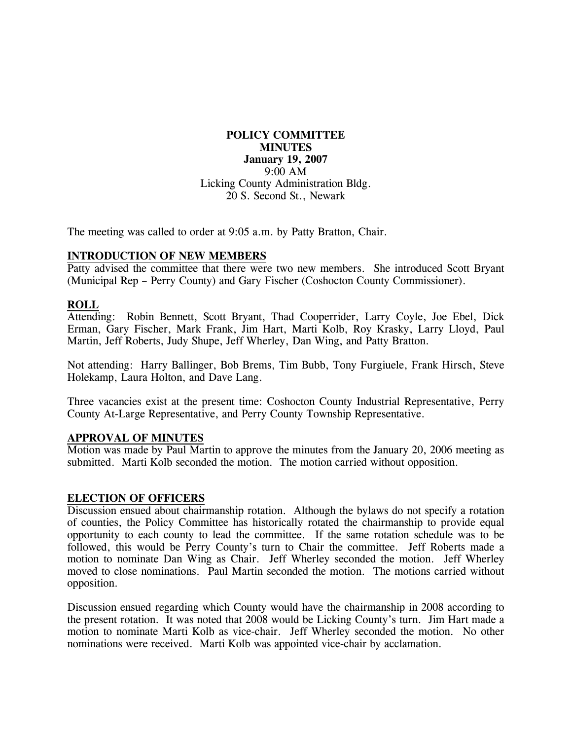**POLICY COMMITTEE**
**MINUTES**
**January 19, 2007**
9:00 AM
Licking County Administration Bldg.
20 S. Second St., Newark

The meeting was called to order at 9:05 a.m. by Patty Bratton, Chair.

## INTRODUCTION OF NEW MEMBERS

Patty advised the committee that there were two new members. She introduced Scott Bryant (Municipal Rep – Perry County) and Gary Fischer (Coshocton County Commissioner).

## ROLL

Attending: Robin Bennett, Scott Bryant, Thad Cooperrider, Larry Coyle, Joe Ebel, Dick Erman, Gary Fischer, Mark Frank, Jim Hart, Marti Kolb, Roy Krasky, Larry Lloyd, Paul Martin, Jeff Roberts, Judy Shupe, Jeff Wherley, Dan Wing, and Patty Bratton.

Not attending: Harry Ballinger, Bob Brems, Tim Bubb, Tony Furgiuele, Frank Hirsch, Steve Holekamp, Laura Holton, and Dave Lang.

Three vacancies exist at the present time: Coshocton County Industrial Representative, Perry County At-Large Representative, and Perry County Township Representative.

## APPROVAL OF MINUTES

Motion was made by Paul Martin to approve the minutes from the January 20, 2006 meeting as submitted. Marti Kolb seconded the motion. The motion carried without opposition.

## ELECTION OF OFFICERS

Discussion ensued about chairmanship rotation. Although the bylaws do not specify a rotation of counties, the Policy Committee has historically rotated the chairmanship to provide equal opportunity to each county to lead the committee. If the same rotation schedule was to be followed, this would be Perry County's turn to Chair the committee. Jeff Roberts made a motion to nominate Dan Wing as Chair. Jeff Wherley seconded the motion. Jeff Wherley moved to close nominations. Paul Martin seconded the motion. The motions carried without opposition.

Discussion ensued regarding which County would have the chairmanship in 2008 according to the present rotation. It was noted that 2008 would be Licking County's turn. Jim Hart made a motion to nominate Marti Kolb as vice-chair. Jeff Wherley seconded the motion. No other nominations were received. Marti Kolb was appointed vice-chair by acclamation.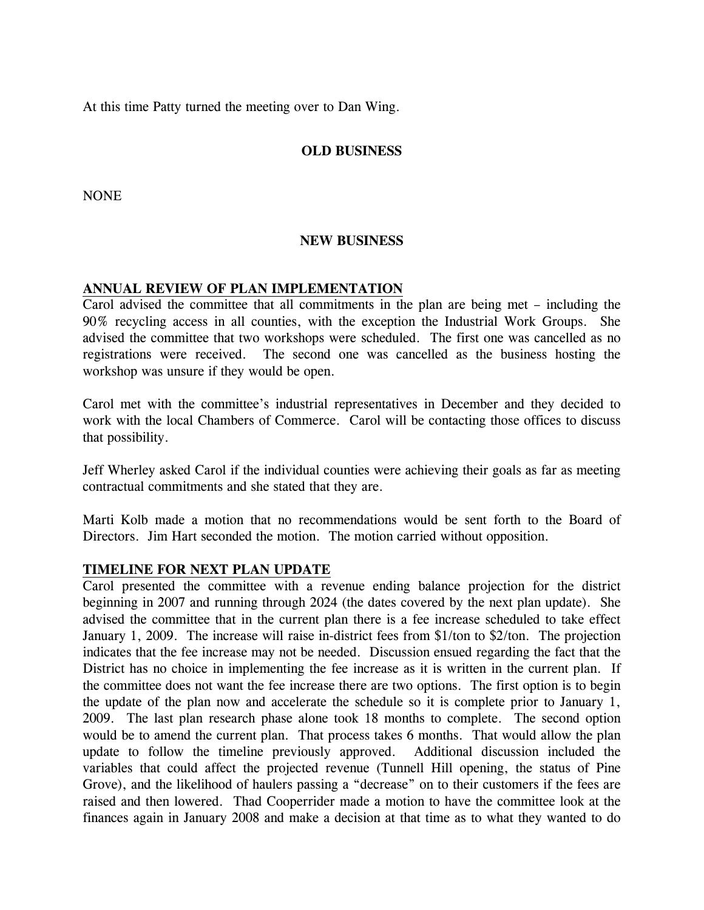At this time Patty turned the meeting over to Dan Wing.

## OLD BUSINESS

NONE

## NEW BUSINESS

### ANNUAL REVIEW OF PLAN IMPLEMENTATION

Carol advised the committee that all commitments in the plan are being met – including the 90% recycling access in all counties, with the exception the Industrial Work Groups. She advised the committee that two workshops were scheduled. The first one was cancelled as no registrations were received. The second one was cancelled as the business hosting the workshop was unsure if they would be open.

Carol met with the committee's industrial representatives in December and they decided to work with the local Chambers of Commerce. Carol will be contacting those offices to discuss that possibility.

Jeff Wherley asked Carol if the individual counties were achieving their goals as far as meeting contractual commitments and she stated that they are.

Marti Kolb made a motion that no recommendations would be sent forth to the Board of Directors. Jim Hart seconded the motion. The motion carried without opposition.

### TIMELINE FOR NEXT PLAN UPDATE

Carol presented the committee with a revenue ending balance projection for the district beginning in 2007 and running through 2024 (the dates covered by the next plan update). She advised the committee that in the current plan there is a fee increase scheduled to take effect January 1, 2009. The increase will raise in-district fees from $1/ton to $2/ton. The projection indicates that the fee increase may not be needed. Discussion ensued regarding the fact that the District has no choice in implementing the fee increase as it is written in the current plan. If the committee does not want the fee increase there are two options. The first option is to begin the update of the plan now and accelerate the schedule so it is complete prior to January 1, 2009. The last plan research phase alone took 18 months to complete. The second option would be to amend the current plan. That process takes 6 months. That would allow the plan update to follow the timeline previously approved. Additional discussion included the variables that could affect the projected revenue (Tunnell Hill opening, the status of Pine Grove), and the likelihood of haulers passing a "decrease" on to their customers if the fees are raised and then lowered. Thad Cooperrider made a motion to have the committee look at the finances again in January 2008 and make a decision at that time as to what they wanted to do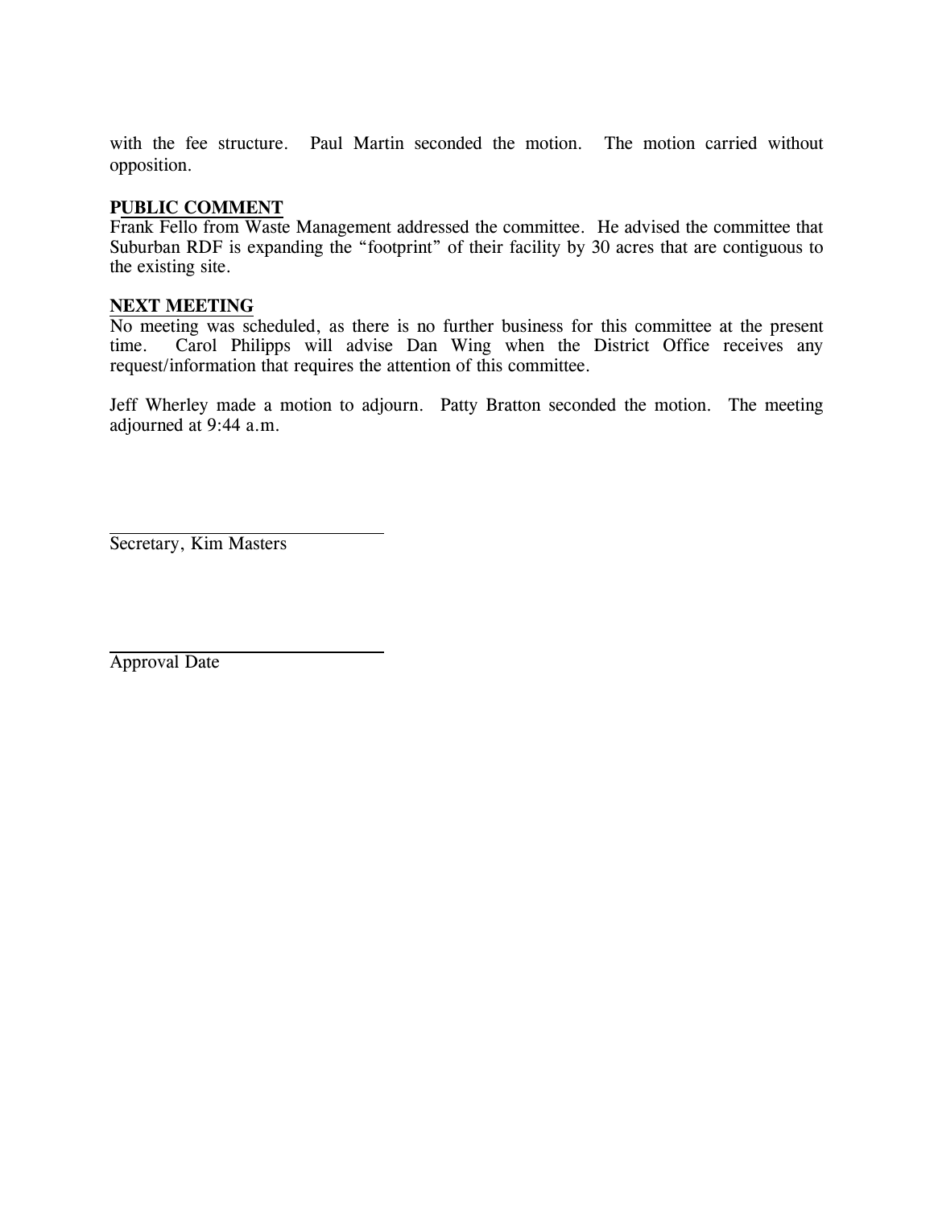with the fee structure. Paul Martin seconded the motion. The motion carried without opposition.

**PUBLIC COMMENT**

Frank Fello from Waste Management addressed the committee. He advised the committee that Suburban RDF is expanding the "footprint" of their facility by 30 acres that are contiguous to the existing site.

**NEXT MEETING**

No meeting was scheduled, as there is no further business for this committee at the present time. Carol Philipps will advise Dan Wing when the District Office receives any request/information that requires the attention of this committee.

Jeff Wherley made a motion to adjourn. Patty Bratton seconded the motion. The meeting adjourned at 9:44 a.m.

\_\_\_\_\_\_\_\_\_\_\_\_\_\_\_\_\_\_\_\_\_\_\_\_\_\_\_\_\_\_

Secretary, Kim Masters

\_\_\_\_\_\_\_\_\_\_\_\_\_\_\_\_\_\_\_\_\_\_\_\_\_\_\_\_\_\_

Approval Date